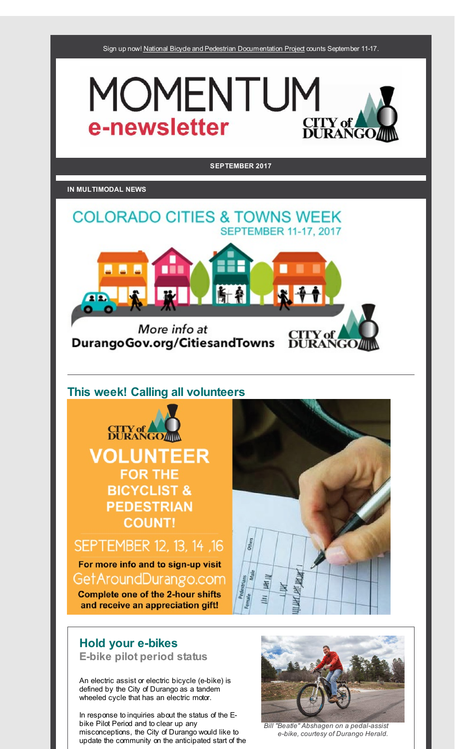Sign up now! National Bicycle and Pedestrian Documentation Project counts September 11-17.

# MOMENTUM e-newsletter

CITY of DURANGO

**SEPTEMBER 2017**

**IN MULTIMODAL NEWS**

COLORADO CITIES & TOWNS WEEK
SEPTEMBER 11-17, 2017

More info at
DurangoGov.org/CitiesandTowns

CITY of DURANGO

## This week! Calling all volunteers

CITY of DURANGO

VOLUNTEER FOR THE BICYCLIST & PEDESTRIAN COUNT!

SEPTEMBER 12, 13, 14 ,16

For more info and to sign-up visit
GetAroundDurango.com

Complete one of the 2-hour shifts and receive an appreciation gift!

## Hold your e-bikes

### E-bike pilot period status

An electric assist or electric bicycle (e-bike) is defined by the City of Durango as a tandem wheeled cycle that has an electric motor.

In response to inquiries about the status of the E-bike Pilot Period and to clear up any misconceptions, the City of Durango would like to update the community on the anticipated start of the

*Bill "Beatle" Abshagen on a pedal-assist e-bike, courtesy of Durango Herald.*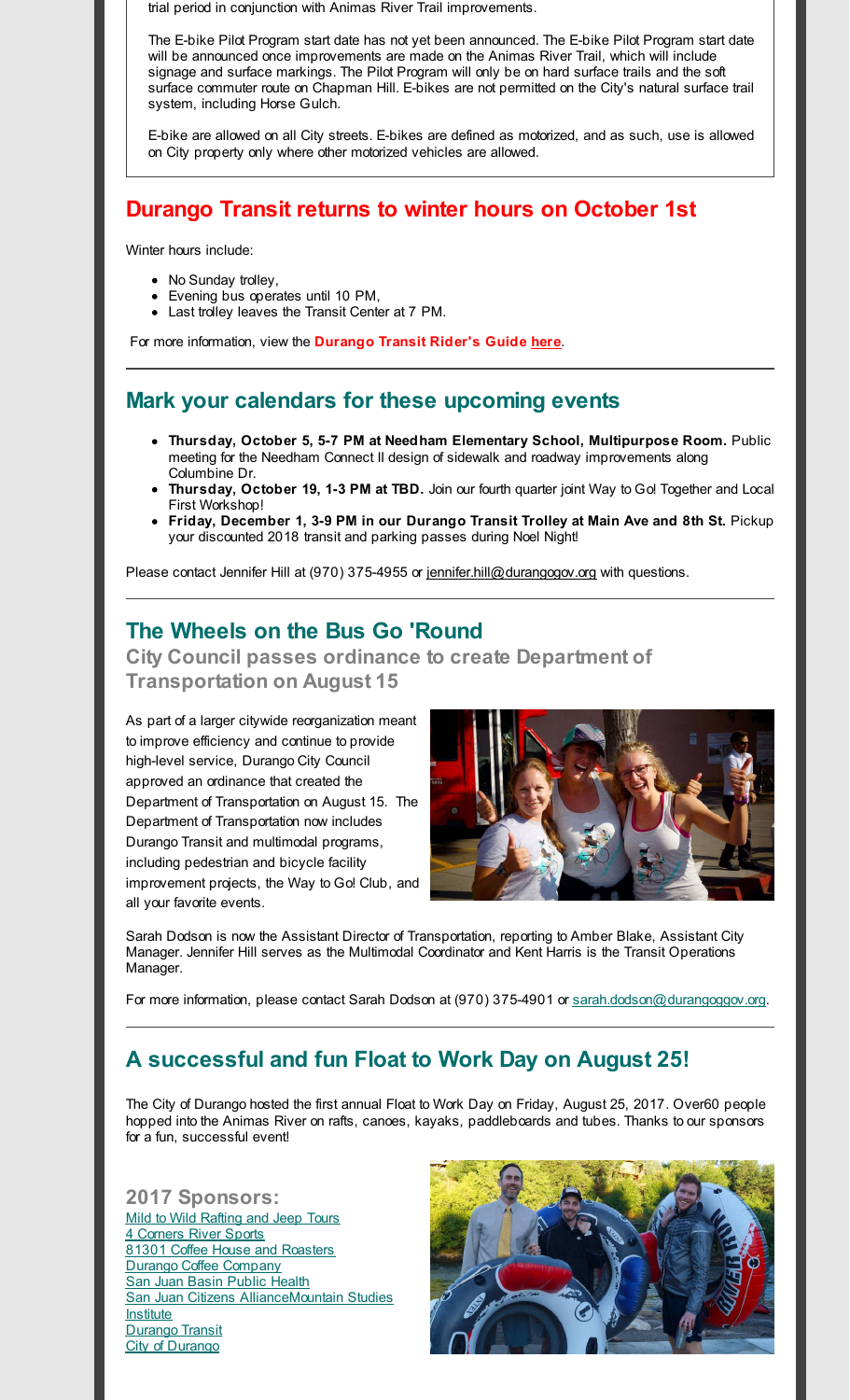trial period in conjunction with Animas River Trail improvements.

The E-bike Pilot Program start date has not yet been announced. The E-bike Pilot Program start date will be announced once improvements are made on the Animas River Trail, which will include signage and surface markings. The Pilot Program will only be on hard surface trails and the soft surface commuter route on Chapman Hill. E-bikes are not permitted on the City's natural surface trail system, including Horse Gulch.

E-bike are allowed on all City streets. E-bikes are defined as motorized, and as such, use is allowed on City property only where other motorized vehicles are allowed.

## Durango Transit returns to winter hours on October 1st

Winter hours include:

- No Sunday trolley,
- Evening bus operates until 10 PM,
- Last trolley leaves the Transit Center at 7 PM.

For more information, view the **Durango Transit Rider's Guide** here.

## Mark your calendars for these upcoming events

- **Thursday, October 5, 5-7 PM at Needham Elementary School, Multipurpose Room.** Public meeting for the Needham Connect II design of sidewalk and roadway improvements along Columbine Dr.
- **Thursday, October 19, 1-3 PM at TBD.** Join our fourth quarter joint Way to Go! Together and Local First Workshop!
- **Friday, December 1, 3-9 PM in our Durango Transit Trolley at Main Ave and 8th St.** Pickup your discounted 2018 transit and parking passes during Noel Night!

Please contact Jennifer Hill at (970) 375-4955 or jennifer.hill@durangogov.org with questions.

## The Wheels on the Bus Go 'Round

### City Council passes ordinance to create Department of Transportation on August 15

As part of a larger citywide reorganization meant to improve efficiency and continue to provide high-level service, Durango City Council approved an ordinance that created the Department of Transportation on August 15. The Department of Transportation now includes Durango Transit and multimodal programs, including pedestrian and bicycle facility improvement projects, the Way to Go! Club, and all your favorite events.

Sarah Dodson is now the Assistant Director of Transportation, reporting to Amber Blake, Assistant City Manager. Jennifer Hill serves as the Multimodal Coordinator and Kent Harris is the Transit Operations Manager.

For more information, please contact Sarah Dodson at (970) 375-4901 or sarah.dodson@durangoggov.org.

## A successful and fun Float to Work Day on August 25!

The City of Durango hosted the first annual Float to Work Day on Friday, August 25, 2017. Over60 people hopped into the Animas River on rafts, canoes, kayaks, paddleboards and tubes. Thanks to our sponsors for a fun, successful event!

### 2017 Sponsors:

Mild to Wild Rafting and Jeep Tours
4 Corners River Sports
81301 Coffee House and Roasters
Durango Coffee Company
San Juan Basin Public Health
San Juan Citizens AllianceMountain Studies Institute
Durango Transit
City of Durango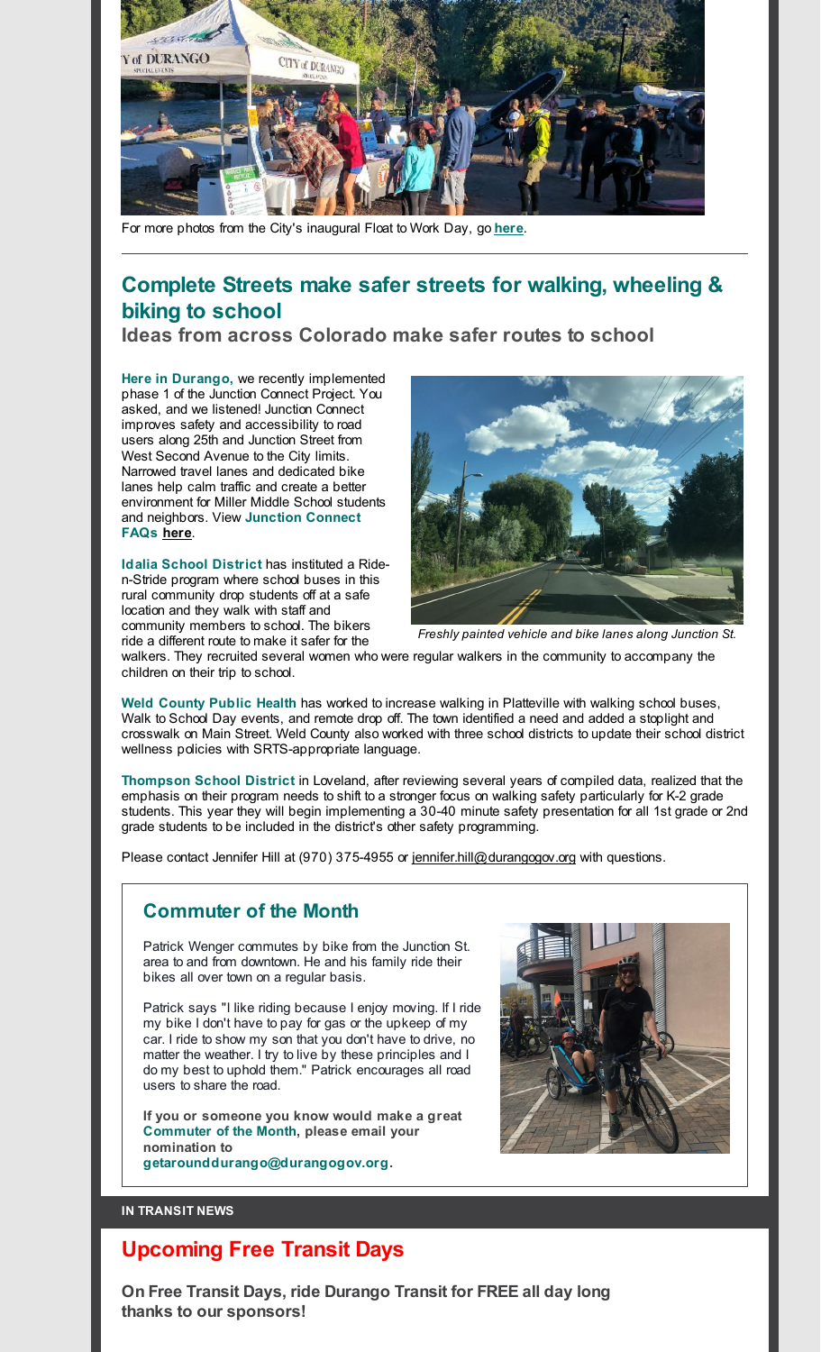For more photos from the City's inaugural Float to Work Day, go **here**.

---

## Complete Streets make safer streets for walking, wheeling & biking to school

### Ideas from across Colorado make safer routes to school

**Here in Durango,** we recently implemented phase 1 of the Junction Connect Project. You asked, and we listened! Junction Connect improves safety and accessibility to road users along 25th and Junction Street from West Second Avenue to the City limits. Narrowed travel lanes and dedicated bike lanes help calm traffic and create a better environment for Miller Middle School students and neighbors. View **Junction Connect FAQs here**.

*Freshly painted vehicle and bike lanes along Junction St.*

**Idalia School District** has instituted a Ride-n-Stride program where school buses in this rural community drop students off at a safe location and they walk with staff and community members to school. The bikers ride a different route to make it safer for the walkers. They recruited several women who were regular walkers in the community to accompany the children on their trip to school.

**Weld County Public Health** has worked to increase walking in Platteville with walking school buses, Walk to School Day events, and remote drop off. The town identified a need and added a stoplight and crosswalk on Main Street. Weld County also worked with three school districts to update their school district wellness policies with SRTS-appropriate language.

**Thompson School District** in Loveland, after reviewing several years of compiled data, realized that the emphasis on their program needs to shift to a stronger focus on walking safety particularly for K-2 grade students. This year they will begin implementing a 30-40 minute safety presentation for all 1st grade or 2nd grade students to be included in the district's other safety programming.

Please contact Jennifer Hill at (970) 375-4955 or jennifer.hill@durangogov.org with questions.

## Commuter of the Month

Patrick Wenger commutes by bike from the Junction St. area to and from downtown. He and his family ride their bikes all over town on a regular basis.

Patrick says "I like riding because I enjoy moving. If I ride my bike I don't have to pay for gas or the upkeep of my car. I ride to show my son that you don't have to drive, no matter the weather. I try to live by these principles and I do my best to uphold them." Patrick encourages all road users to share the road.

**If you or someone you know would make a great Commuter of the Month, please email your nomination to getarounddurango@durangogov.org.**

**IN TRANSIT NEWS**

## Upcoming Free Transit Days

**On Free Transit Days, ride Durango Transit for FREE all day long thanks to our sponsors!**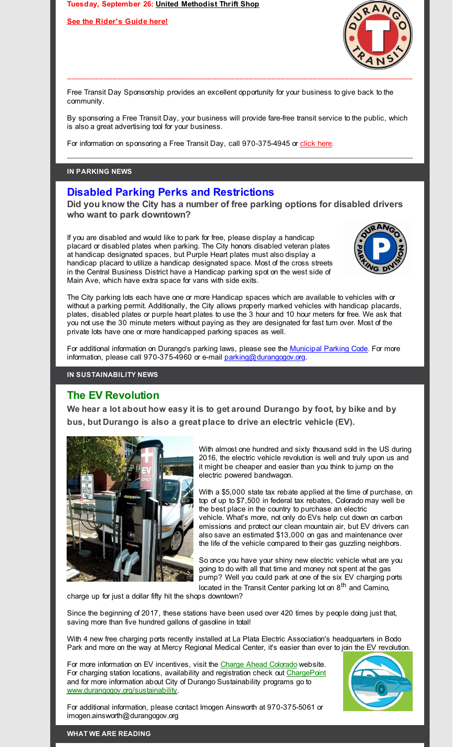**Tuesday, September 26: United Methodist Thrift Shop**

**See the Rider's Guide here!**

---

Free Transit Day Sponsorship provides an excellent opportunity for your business to give back to the community.

By sponsoring a Free Transit Day, your business will provide fare-free transit service to the public, which is also a great advertising tool for your business.

For information on sponsoring a Free Transit Day, call 970-375-4945 or click here.

---

**IN PARKING NEWS**

## Disabled Parking Perks and Restrictions

**Did you know the City has a number of free parking options for disabled drivers who want to park downtown?**

If you are disabled and would like to park for free, please display a handicap placard or disabled plates when parking. The City honors disabled veteran plates at handicap designated spaces, but Purple Heart plates must also display a handicap placard to utilize a handicap designated space. Most of the cross streets in the Central Business District have a Handicap parking spot on the west side of Main Ave, which have extra space for vans with side exits.

The City parking lots each have one or more Handicap spaces which are available to vehicles with or without a parking permit. Additionally, the City allows properly marked vehicles with handicap placards, plates, disabled plates or purple heart plates to use the 3 hour and 10 hour meters for free. We ask that you not use the 30 minute meters without paying as they are designated for fast turn over. Most of the private lots have one or more handicapped parking spaces as well.

For additional information on Durango's parking laws, please see the Municipal Parking Code. For more information, please call 970-375-4960 or e-mail parking@durangogov.org.

**IN SUSTAINABILITY NEWS**

## The EV Revolution

**We hear a lot about how easy it is to get around Durango by foot, by bike and by bus, but Durango is also a great place to drive an electric vehicle (EV).**

With almost one hundred and sixty thousand sold in the US during 2016, the electric vehicle revolution is well and truly upon us and it might be cheaper and easier than you think to jump on the electric powered bandwagon.

With a $5,000 state tax rebate applied at the time of purchase, on top of up to $7,500 in federal tax rebates, Colorado may well be the best place in the country to purchase an electric vehicle. What's more, not only do EVs help cut down on carbon emissions and protect our clean mountain air, but EV drivers can also save an estimated $13,000 on gas and maintenance over the life of the vehicle compared to their gas guzzling neighbors.

So once you have your shiny new electric vehicle what are you going to do with all that time and money not spent at the gas pump? Well you could park at one of the six EV charging ports located in the Transit Center parking lot on 8th and Camino, charge up for just a dollar fifty hit the shops downtown?

Since the beginning of 2017, these stations have been used over 420 times by people doing just that, saving more than five hundred gallons of gasoline in total!

With 4 new free charging ports recently installed at La Plata Electric Association's headquarters in Bodo Park and more on the way at Mercy Regional Medical Center, it's easier than ever to join the EV revolution.

For more information on EV incentives, visit the Charge Ahead Colorado website. For charging station locations, availability and registration check out ChargePoint and for more information about City of Durango Sustainability programs go to www.durangogov.org/sustainability.

For additional information, please contact Imogen Ainsworth at 970-375-5061 or imogen.ainsworth@durangogov.org

**WHAT WE ARE READING**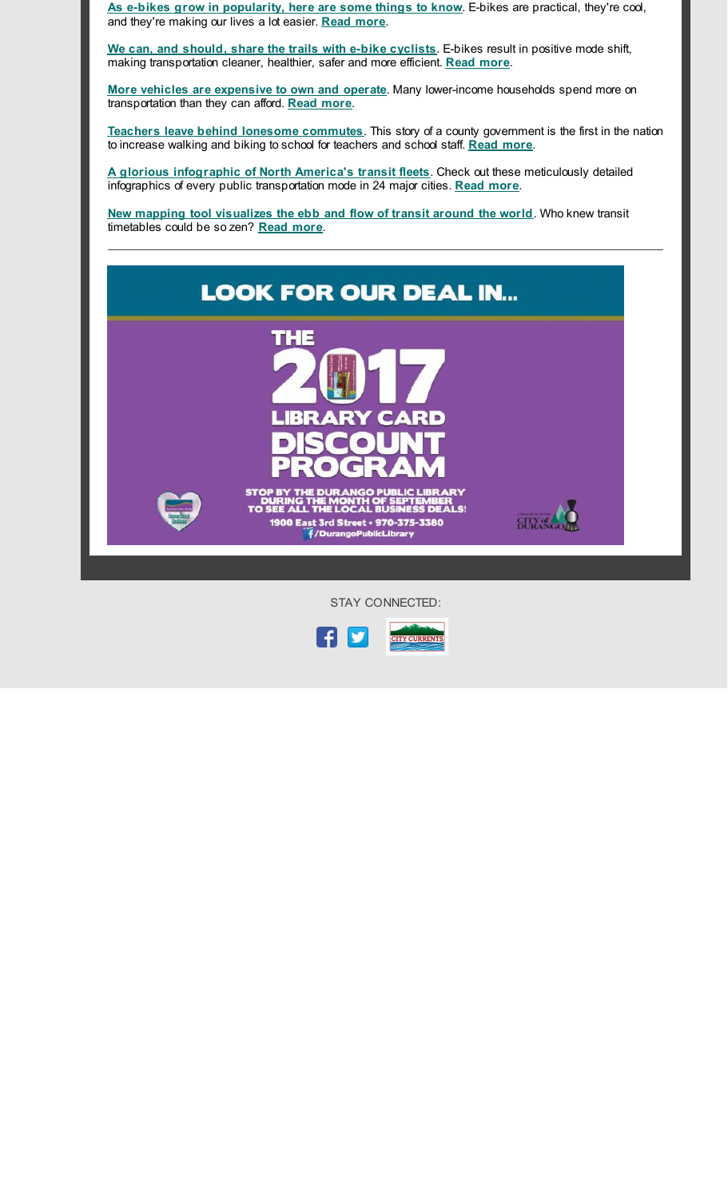**As e-bikes grow in popularity, here are some things to know**. E-bikes are practical, they're cool, and they're making our lives a lot easier. **Read more**.

**We can, and should, share the trails with e-bike cyclists**. E-bikes result in positive mode shift, making transportation cleaner, healthier, safer and more efficient. **Read more**.

**More vehicles are expensive to own and operate**. Many lower-income households spend more on transportation than they can afford. **Read more**.

**Teachers leave behind lonesome commutes**. This story of a county government is the first in the nation to increase walking and biking to school for teachers and school staff. **Read more**.

**A glorious infographic of North America's transit fleets**. Check out these meticulously detailed infographics of every public transportation mode in 24 major cities. **Read more**.

**New mapping tool visualizes the ebb and flow of transit around the world**. Who knew transit timetables could be so zen? **Read more**.

---

LOOK FOR OUR DEAL IN...

THE 2017 LIBRARY CARD DISCOUNT PROGRAM

STOP BY THE DURANGO PUBLIC LIBRARY DURING THE MONTH OF SEPTEMBER TO SEE ALL THE LOCAL BUSINESS DEALS!

1900 East 3rd Street • 970-375-3380

/DurangoPublicLibrary

STAY CONNECTED: